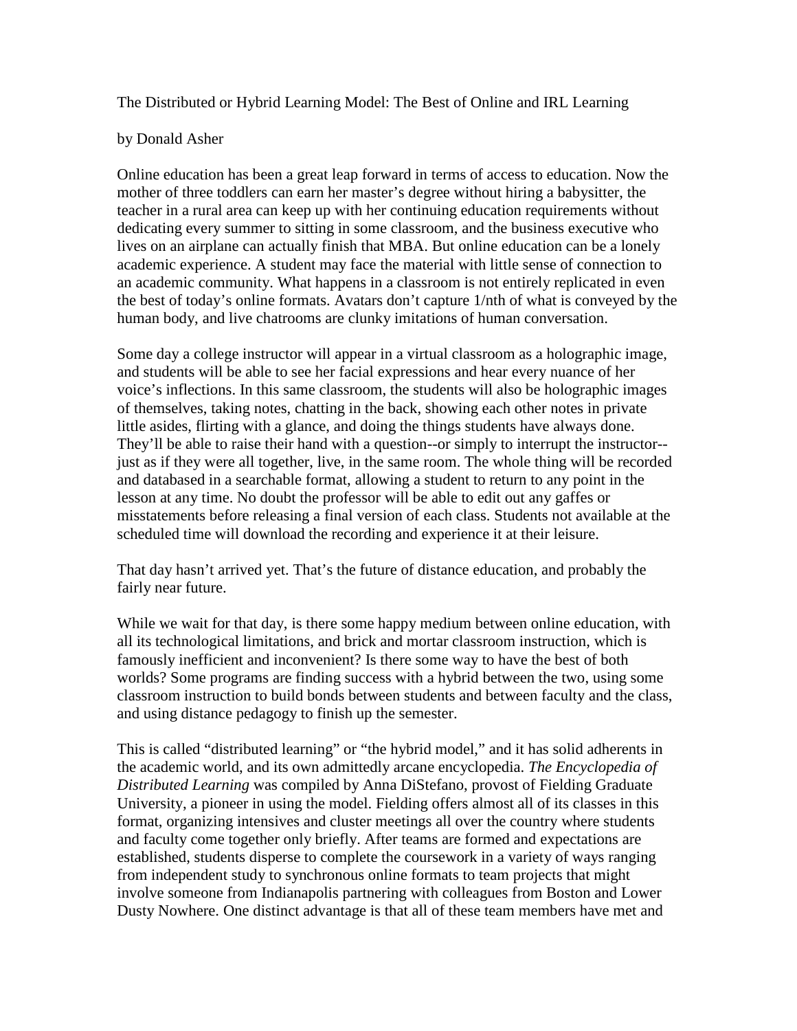# The Distributed or Hybrid Learning Model: The Best of Online and IRL Learning

by Donald Asher

Online education has been a great leap forward in terms of access to education. Now the mother of three toddlers can earn her master's degree without hiring a babysitter, the teacher in a rural area can keep up with her continuing education requirements without dedicating every summer to sitting in some classroom, and the business executive who lives on an airplane can actually finish that MBA. But online education can be a lonely academic experience. A student may face the material with little sense of connection to an academic community. What happens in a classroom is not entirely replicated in even the best of today's online formats. Avatars don't capture 1/nth of what is conveyed by the human body, and live chatrooms are clunky imitations of human conversation.

Some day a college instructor will appear in a virtual classroom as a holographic image, and students will be able to see her facial expressions and hear every nuance of her voice's inflections. In this same classroom, the students will also be holographic images of themselves, taking notes, chatting in the back, showing each other notes in private little asides, flirting with a glance, and doing the things students have always done. They'll be able to raise their hand with a question--or simply to interrupt the instructor--just as if they were all together, live, in the same room. The whole thing will be recorded and databased in a searchable format, allowing a student to return to any point in the lesson at any time. No doubt the professor will be able to edit out any gaffes or misstatements before releasing a final version of each class. Students not available at the scheduled time will download the recording and experience it at their leisure.

That day hasn't arrived yet. That's the future of distance education, and probably the fairly near future.

While we wait for that day, is there some happy medium between online education, with all its technological limitations, and brick and mortar classroom instruction, which is famously inefficient and inconvenient? Is there some way to have the best of both worlds? Some programs are finding success with a hybrid between the two, using some classroom instruction to build bonds between students and between faculty and the class, and using distance pedagogy to finish up the semester.

This is called "distributed learning" or "the hybrid model," and it has solid adherents in the academic world, and its own admittedly arcane encyclopedia. *The Encyclopedia of Distributed Learning* was compiled by Anna DiStefano, provost of Fielding Graduate University, a pioneer in using the model. Fielding offers almost all of its classes in this format, organizing intensives and cluster meetings all over the country where students and faculty come together only briefly. After teams are formed and expectations are established, students disperse to complete the coursework in a variety of ways ranging from independent study to synchronous online formats to team projects that might involve someone from Indianapolis partnering with colleagues from Boston and Lower Dusty Nowhere. One distinct advantage is that all of these team members have met and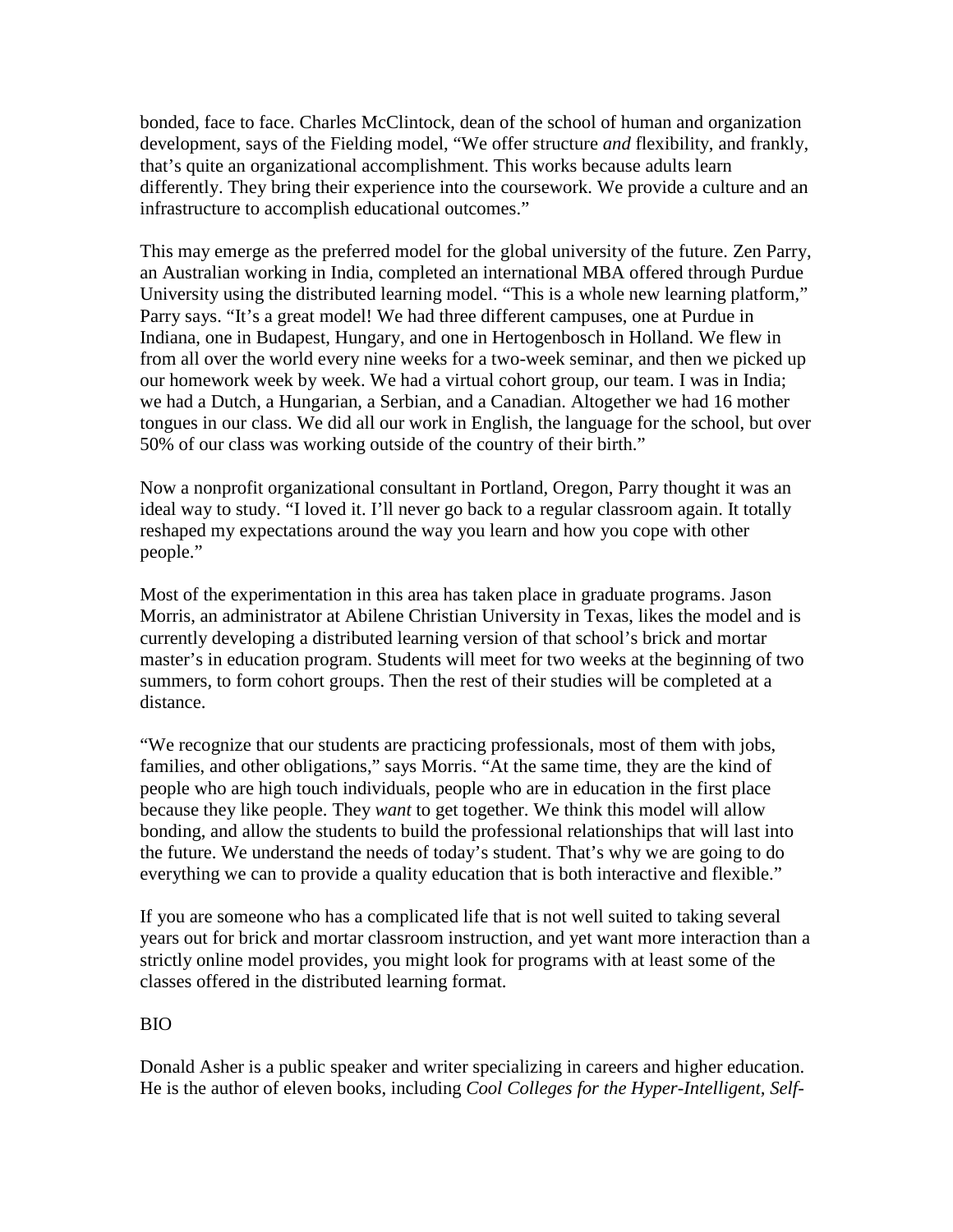bonded, face to face. Charles McClintock, dean of the school of human and organization development, says of the Fielding model, "We offer structure *and* flexibility, and frankly, that's quite an organizational accomplishment. This works because adults learn differently. They bring their experience into the coursework. We provide a culture and an infrastructure to accomplish educational outcomes."

This may emerge as the preferred model for the global university of the future. Zen Parry, an Australian working in India, completed an international MBA offered through Purdue University using the distributed learning model. "This is a whole new learning platform," Parry says. "It's a great model! We had three different campuses, one at Purdue in Indiana, one in Budapest, Hungary, and one in Hertogenbosch in Holland. We flew in from all over the world every nine weeks for a two-week seminar, and then we picked up our homework week by week. We had a virtual cohort group, our team. I was in India; we had a Dutch, a Hungarian, a Serbian, and a Canadian. Altogether we had 16 mother tongues in our class. We did all our work in English, the language for the school, but over 50% of our class was working outside of the country of their birth."

Now a nonprofit organizational consultant in Portland, Oregon, Parry thought it was an ideal way to study. "I loved it. I'll never go back to a regular classroom again. It totally reshaped my expectations around the way you learn and how you cope with other people."

Most of the experimentation in this area has taken place in graduate programs. Jason Morris, an administrator at Abilene Christian University in Texas, likes the model and is currently developing a distributed learning version of that school's brick and mortar master's in education program. Students will meet for two weeks at the beginning of two summers, to form cohort groups. Then the rest of their studies will be completed at a distance.

"We recognize that our students are practicing professionals, most of them with jobs, families, and other obligations," says Morris. "At the same time, they are the kind of people who are high touch individuals, people who are in education in the first place because they like people. They *want* to get together. We think this model will allow bonding, and allow the students to build the professional relationships that will last into the future. We understand the needs of today's student. That's why we are going to do everything we can to provide a quality education that is both interactive and flexible."

If you are someone who has a complicated life that is not well suited to taking several years out for brick and mortar classroom instruction, and yet want more interaction than a strictly online model provides, you might look for programs with at least some of the classes offered in the distributed learning format.

BIO

Donald Asher is a public speaker and writer specializing in careers and higher education. He is the author of eleven books, including *Cool Colleges for the Hyper-Intelligent, Self-*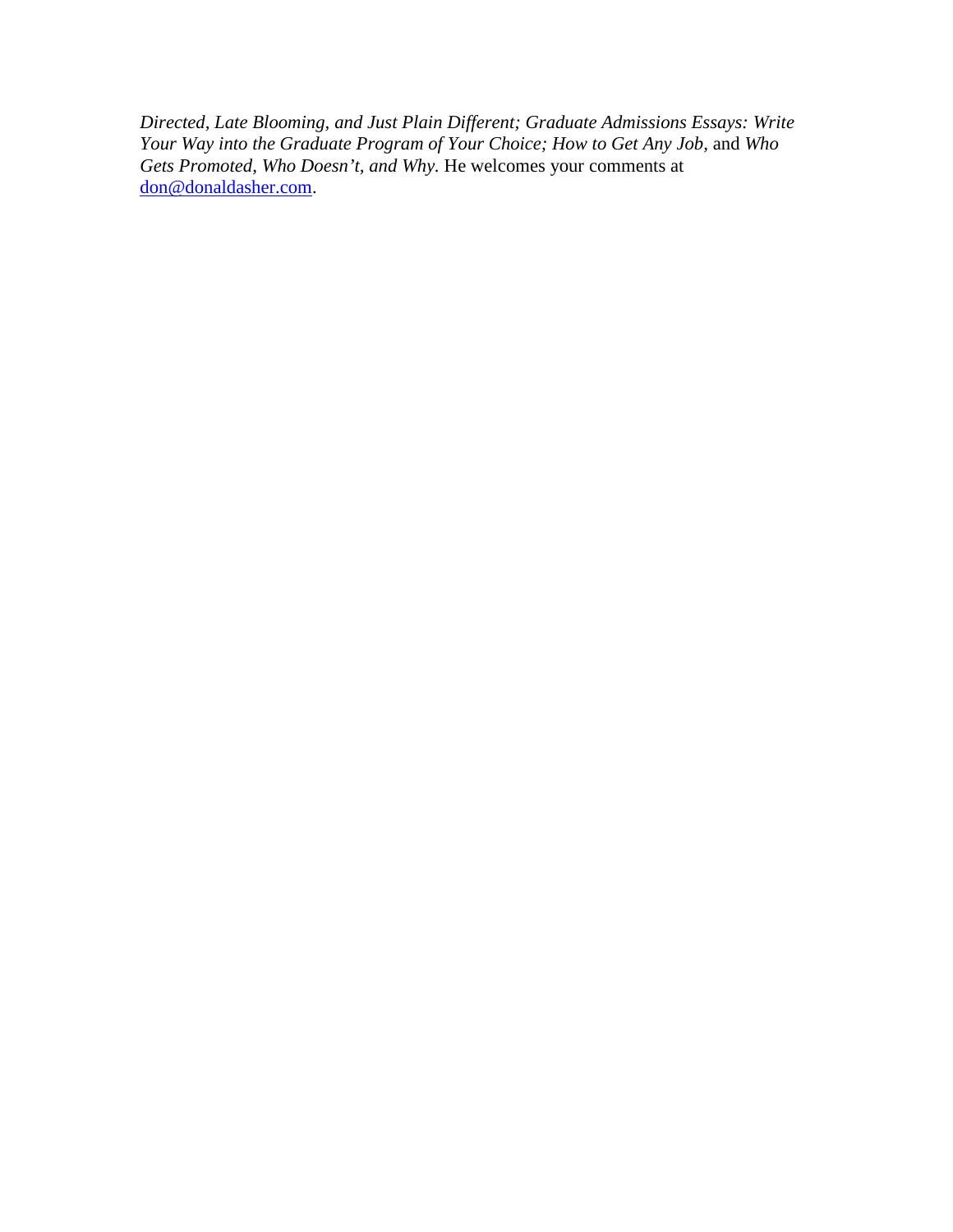*Directed, Late Blooming, and Just Plain Different; Graduate Admissions Essays: Write Your Way into the Graduate Program of Your Choice; How to Get Any Job,* and *Who Gets Promoted, Who Doesn't, and Why.* He welcomes your comments at don@donaldasher.com.